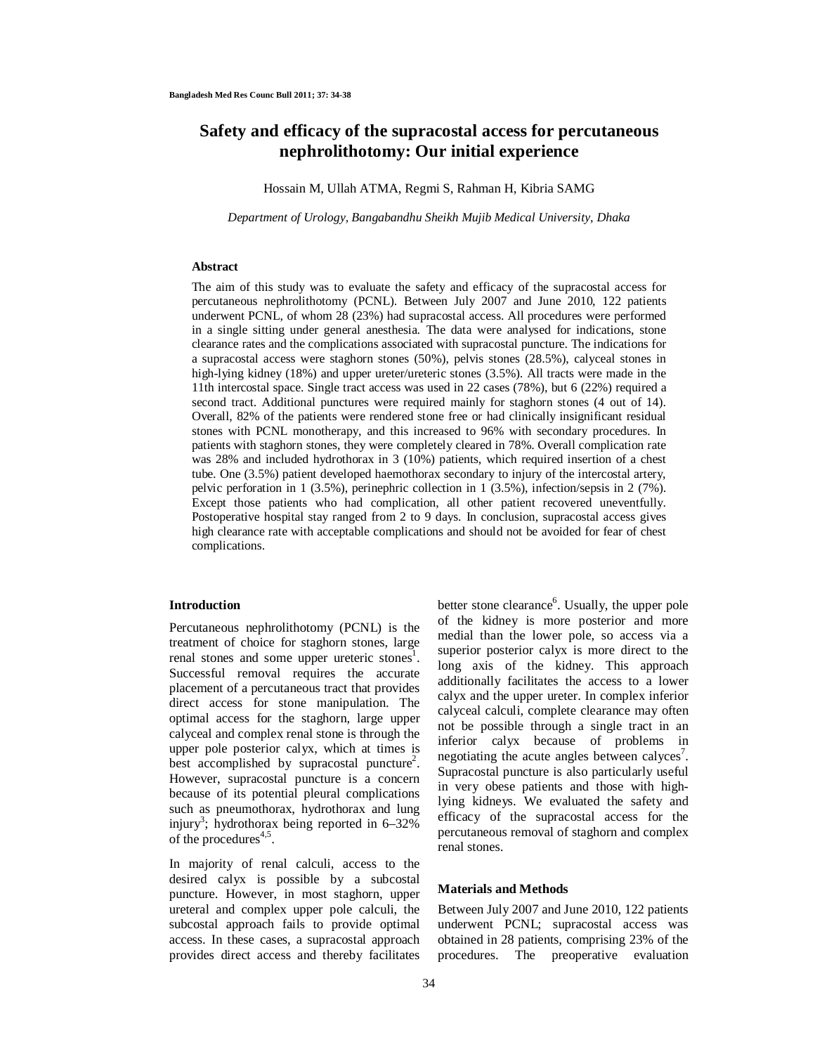# Safety and efficacy of the supracostal access for percutaneous nephrolithotomy: Our initial experience

Hossain M, Ullah ATMA, Regmi S, Rahman H, Kibria SAMG

*Department of Urology, Bangabandhu Sheikh Mujib Medical University, Dhaka*

### Abstract

The aim of this study was to evaluate the safety and efficacy of the supracostal access for percutaneous nephrolithotomy (PCNL). Between July 2007 and June 2010, 122 patients underwent PCNL, of whom 28 (23%) had supracostal access. All procedures were performed in a single sitting under general anesthesia. The data were analysed for indications, stone clearance rates and the complications associated with supracostal puncture. The indications for a supracostal access were staghorn stones (50%), pelvis stones (28.5%), calyceal stones in high-lying kidney (18%) and upper ureter/ureteric stones (3.5%). All tracts were made in the 11th intercostal space. Single tract access was used in 22 cases (78%), but 6 (22%) required a second tract. Additional punctures were required mainly for staghorn stones (4 out of 14). Overall, 82% of the patients were rendered stone free or had clinically insignificant residual stones with PCNL monotherapy, and this increased to 96% with secondary procedures. In patients with staghorn stones, they were completely cleared in 78%. Overall complication rate was 28% and included hydrothorax in 3 (10%) patients, which required insertion of a chest tube. One (3.5%) patient developed haemothorax secondary to injury of the intercostal artery, pelvic perforation in 1 (3.5%), perinephric collection in 1 (3.5%), infection/sepsis in 2 (7%). Except those patients who had complication, all other patient recovered uneventfully. Postoperative hospital stay ranged from 2 to 9 days. In conclusion, supracostal access gives high clearance rate with acceptable complications and should not be avoided for fear of chest complications.

## Introduction

Percutaneous nephrolithotomy (PCNL) is the treatment of choice for staghorn stones, large renal stones and some upper ureteric stones[1]. Successful removal requires the accurate placement of a percutaneous tract that provides direct access for stone manipulation. The optimal access for the staghorn, large upper calyceal and complex renal stone is through the upper pole posterior calyx, which at times is best accomplished by supracostal puncture[2]. However, supracostal puncture is a concern because of its potential pleural complications such as pneumothorax, hydrothorax and lung injury[3]; hydrothorax being reported in 6–32% of the procedures[4,5].

In majority of renal calculi, access to the desired calyx is possible by a subcostal puncture. However, in most staghorn, upper ureteral and complex upper pole calculi, the subcostal approach fails to provide optimal access. In these cases, a supracostal approach provides direct access and thereby facilitates better stone clearance[6]. Usually, the upper pole of the kidney is more posterior and more medial than the lower pole, so access via a superior posterior calyx is more direct to the long axis of the kidney. This approach additionally facilitates the access to a lower calyx and the upper ureter. In complex inferior calyceal calculi, complete clearance may often not be possible through a single tract in an inferior calyx because of problems in negotiating the acute angles between calyces[7]. Supracostal puncture is also particularly useful in very obese patients and those with high-lying kidneys. We evaluated the safety and efficacy of the supracostal access for the percutaneous removal of staghorn and complex renal stones.

## Materials and Methods

Between July 2007 and June 2010, 122 patients underwent PCNL; supracostal access was obtained in 28 patients, comprising 23% of the procedures. The preoperative evaluation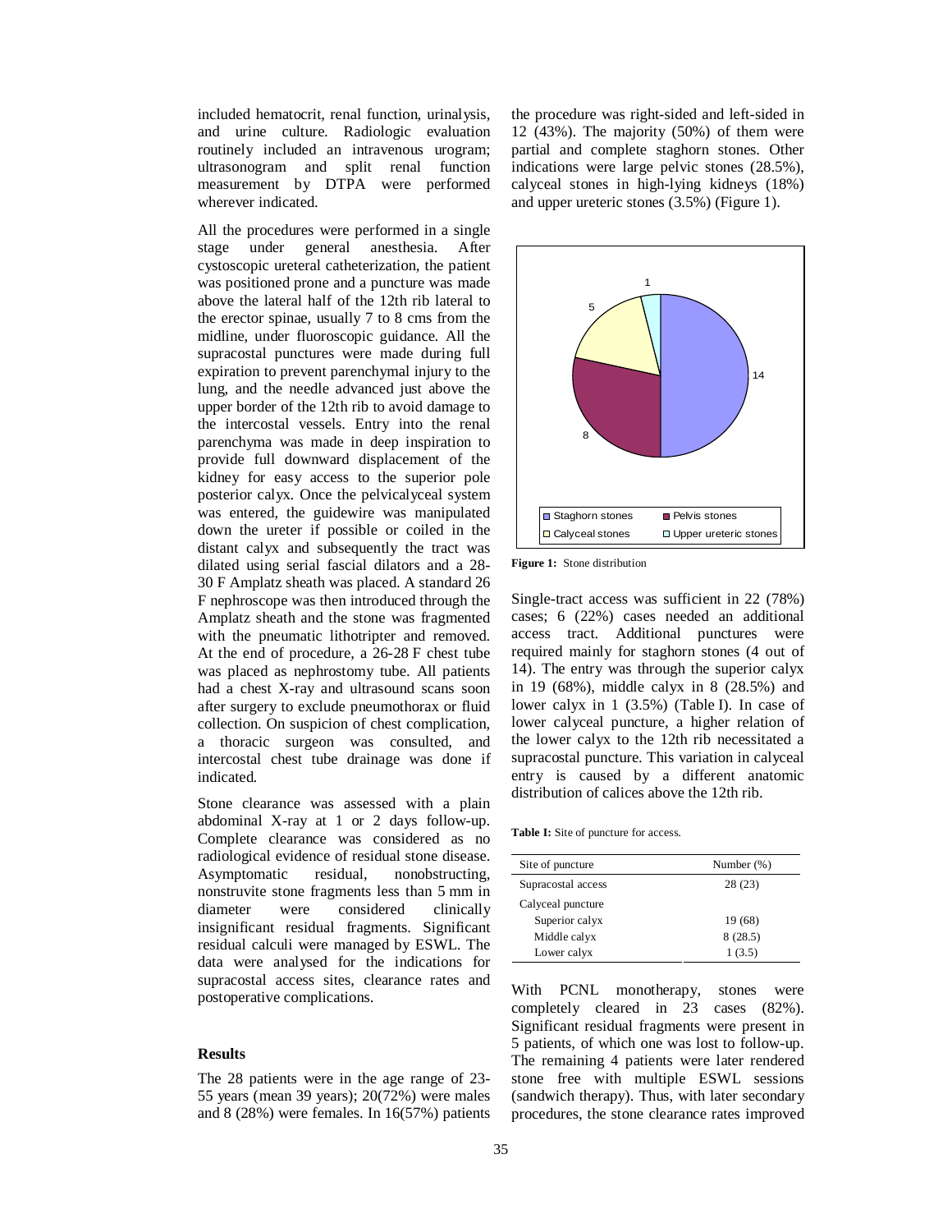included hematocrit, renal function, urinalysis, and urine culture. Radiologic evaluation routinely included an intravenous urogram; ultrasonogram and split renal function measurement by DTPA were performed wherever indicated.

All the procedures were performed in a single stage under general anesthesia. After cystoscopic ureteral catheterization, the patient was positioned prone and a puncture was made above the lateral half of the 12th rib lateral to the erector spinae, usually 7 to 8 cms from the midline, under fluoroscopic guidance. All the supracostal punctures were made during full expiration to prevent parenchymal injury to the lung, and the needle advanced just above the upper border of the 12th rib to avoid damage to the intercostal vessels. Entry into the renal parenchyma was made in deep inspiration to provide full downward displacement of the kidney for easy access to the superior pole posterior calyx. Once the pelvicalyceal system was entered, the guidewire was manipulated down the ureter if possible or coiled in the distant calyx and subsequently the tract was dilated using serial fascial dilators and a 28-30 F Amplatz sheath was placed. A standard 26 F nephroscope was then introduced through the Amplatz sheath and the stone was fragmented with the pneumatic lithotripter and removed. At the end of procedure, a 26-28 F chest tube was placed as nephrostomy tube. All patients had a chest X-ray and ultrasound scans soon after surgery to exclude pneumothorax or fluid collection. On suspicion of chest complication, a thoracic surgeon was consulted, and intercostal chest tube drainage was done if indicated.

Stone clearance was assessed with a plain abdominal X-ray at 1 or 2 days follow-up. Complete clearance was considered as no radiological evidence of residual stone disease. Asymptomatic residual, nonobstructing, nonstruvite stone fragments less than 5 mm in diameter were considered clinically insignificant residual fragments. Significant residual calculi were managed by ESWL. The data were analysed for the indications for supracostal access sites, clearance rates and postoperative complications.

## Results

The 28 patients were in the age range of 23-55 years (mean 39 years); 20(72%) were males and 8 (28%) were females. In 16(57%) patients the procedure was right-sided and left-sided in 12 (43%). The majority (50%) of them were partial and complete staghorn stones. Other indications were large pelvic stones (28.5%), calyceal stones in high-lying kidneys (18%) and upper ureteric stones (3.5%) (Figure 1).

**Figure 1:** Stone distribution

Single-tract access was sufficient in 22 (78%) cases; 6 (22%) cases needed an additional access tract. Additional punctures were required mainly for staghorn stones (4 out of 14). The entry was through the superior calyx in 19 (68%), middle calyx in 8 (28.5%) and lower calyx in 1 (3.5%) (Table I). In case of lower calyceal puncture, a higher relation of the lower calyx to the 12th rib necessitated a supracostal puncture. This variation in calyceal entry is caused by a different anatomic distribution of calices above the 12th rib.

**Table I:** Site of puncture for access.

| Site of puncture | Number (%) |
|---|---|
| Supracostal access | 28 (23) |
| Calyceal puncture | |
| Superior calyx | 19 (68) |
| Middle calyx | 8 (28.5) |
| Lower calyx | 1 (3.5) |

With PCNL monotherapy, stones were completely cleared in 23 cases (82%). Significant residual fragments were present in 5 patients, of which one was lost to follow-up. The remaining 4 patients were later rendered stone free with multiple ESWL sessions (sandwich therapy). Thus, with later secondary procedures, the stone clearance rates improved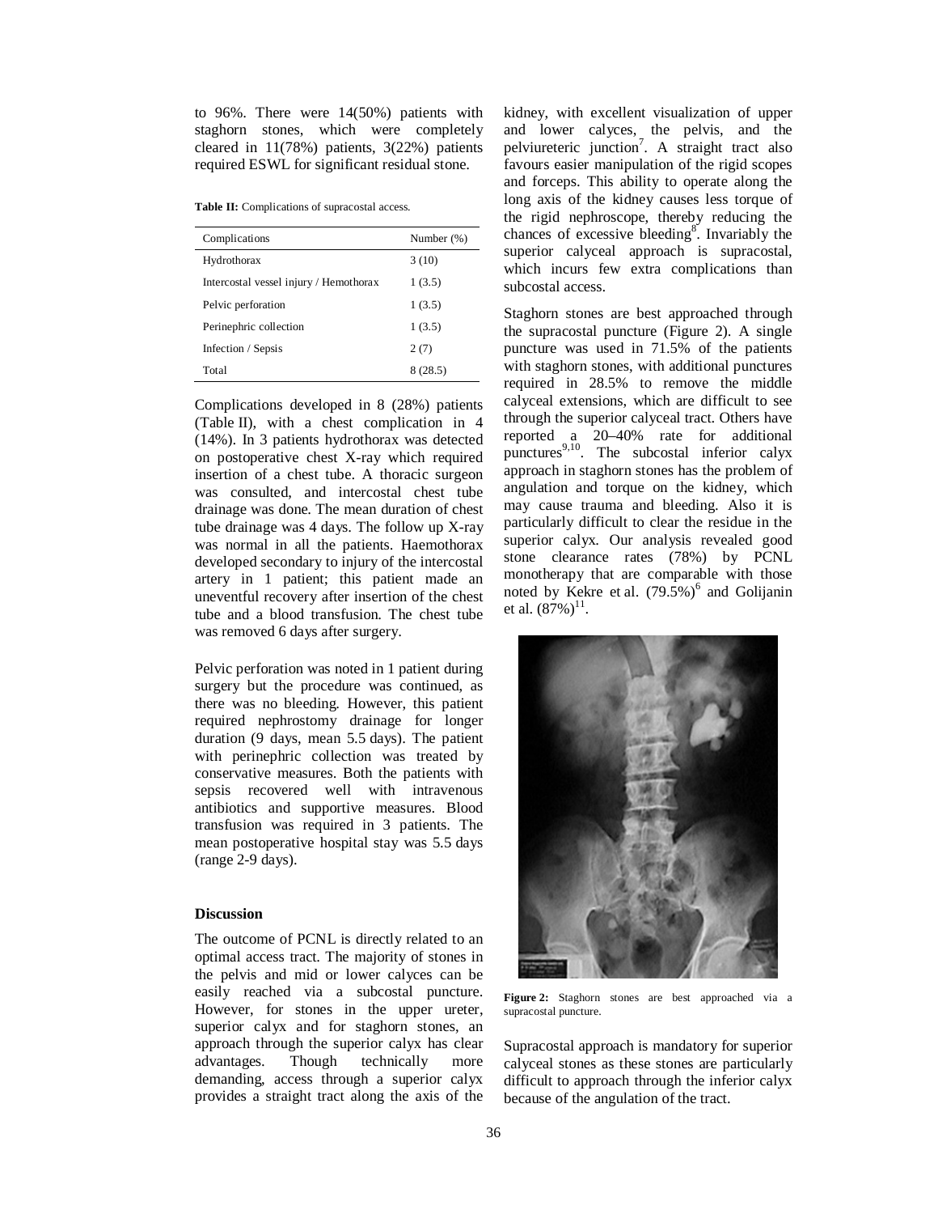to 96%. There were 14(50%) patients with staghorn stones, which were completely cleared in 11(78%) patients, 3(22%) patients required ESWL for significant residual stone.

**Table II:** Complications of supracostal access.

| Complications | Number (%) |
|---|---|
| Hydrothorax | 3 (10) |
| Intercostal vessel injury / Hemothorax | 1 (3.5) |
| Pelvic perforation | 1 (3.5) |
| Perinephric collection | 1 (3.5) |
| Infection / Sepsis | 2 (7) |
| Total | 8 (28.5) |

Complications developed in 8 (28%) patients (Table II), with a chest complication in 4 (14%). In 3 patients hydrothorax was detected on postoperative chest X-ray which required insertion of a chest tube. A thoracic surgeon was consulted, and intercostal chest tube drainage was done. The mean duration of chest tube drainage was 4 days. The follow up X-ray was normal in all the patients. Haemothorax developed secondary to injury of the intercostal artery in 1 patient; this patient made an uneventful recovery after insertion of the chest tube and a blood transfusion. The chest tube was removed 6 days after surgery.

Pelvic perforation was noted in 1 patient during surgery but the procedure was continued, as there was no bleeding. However, this patient required nephrostomy drainage for longer duration (9 days, mean 5.5 days). The patient with perinephric collection was treated by conservative measures. Both the patients with sepsis recovered well with intravenous antibiotics and supportive measures. Blood transfusion was required in 3 patients. The mean postoperative hospital stay was 5.5 days (range 2-9 days).

## Discussion

The outcome of PCNL is directly related to an optimal access tract. The majority of stones in the pelvis and mid or lower calyces can be easily reached via a subcostal puncture. However, for stones in the upper ureter, superior calyx and for staghorn stones, an approach through the superior calyx has clear advantages. Though technically more demanding, access through a superior calyx provides a straight tract along the axis of the kidney, with excellent visualization of upper and lower calyces, the pelvis, and the pelviureteric junction[7]. A straight tract also favours easier manipulation of the rigid scopes and forceps. This ability to operate along the long axis of the kidney causes less torque of the rigid nephroscope, thereby reducing the chances of excessive bleeding[8]. Invariably the superior calyceal approach is supracostal, which incurs few extra complications than subcostal access.

Staghorn stones are best approached through the supracostal puncture (Figure 2). A single puncture was used in 71.5% of the patients with staghorn stones, with additional punctures required in 28.5% to remove the middle calyceal extensions, which are difficult to see through the superior calyceal tract. Others have reported a 20–40% rate for additional punctures[9,10]. The subcostal inferior calyx approach in staghorn stones has the problem of angulation and torque on the kidney, which may cause trauma and bleeding. Also it is particularly difficult to clear the residue in the superior calyx. Our analysis revealed good stone clearance rates (78%) by PCNL monotherapy that are comparable with those noted by Kekre et al. (79.5%)[6] and Golijanin et al. (87%)[11].

**Figure 2:** Staghorn stones are best approached via a supracostal puncture.

Supracostal approach is mandatory for superior calyceal stones as these stones are particularly difficult to approach through the inferior calyx because of the angulation of the tract.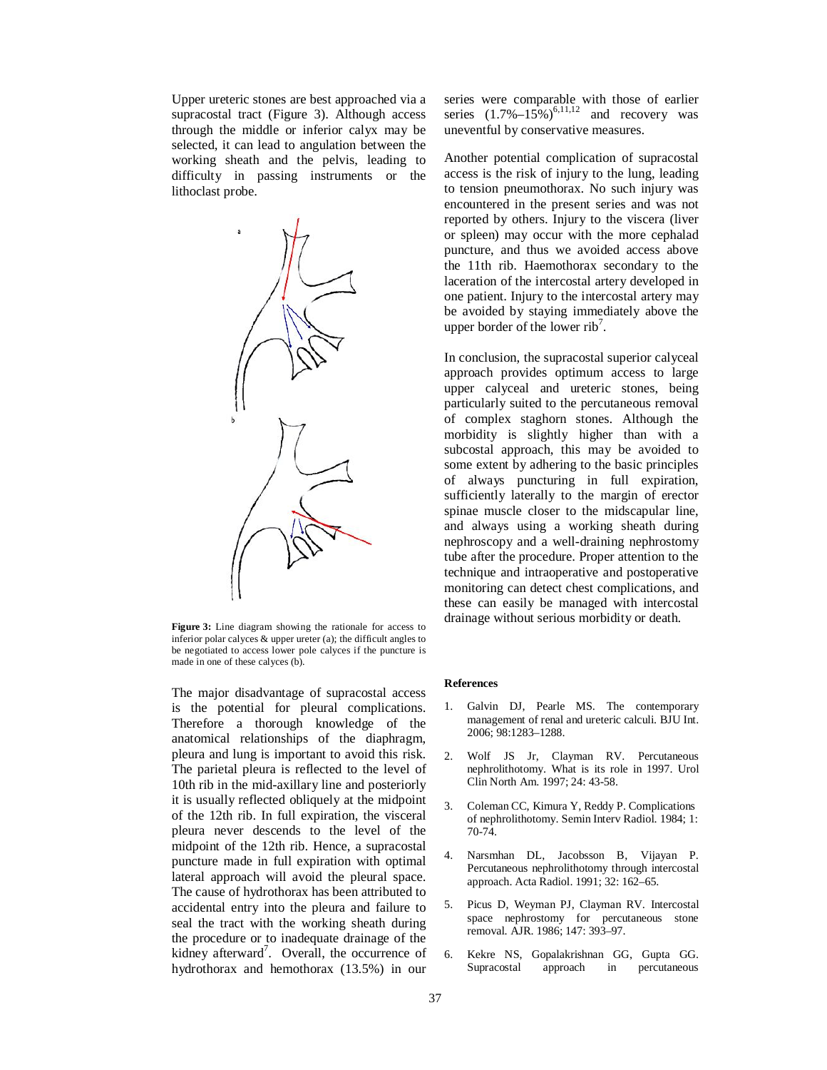Upper ureteric stones are best approached via a supracostal tract (Figure 3). Although access through the middle or inferior calyx may be selected, it can lead to angulation between the working sheath and the pelvis, leading to difficulty in passing instruments or the lithoclast probe.

a

b

**Figure 3:** Line diagram showing the rationale for access to inferior polar calyces & upper ureter (a); the difficult angles to be negotiated to access lower pole calyces if the puncture is made in one of these calyces (b).

The major disadvantage of supracostal access is the potential for pleural complications. Therefore a thorough knowledge of the anatomical relationships of the diaphragm, pleura and lung is important to avoid this risk. The parietal pleura is reflected to the level of 10th rib in the mid-axillary line and posteriorly it is usually reflected obliquely at the midpoint of the 12th rib. In full expiration, the visceral pleura never descends to the level of the midpoint of the 12th rib. Hence, a supracostal puncture made in full expiration with optimal lateral approach will avoid the pleural space. The cause of hydrothorax has been attributed to accidental entry into the pleura and failure to seal the tract with the working sheath during the procedure or to inadequate drainage of the kidney afterward[7]. Overall, the occurrence of hydrothorax and hemothorax (13.5%) in our series were comparable with those of earlier series (1.7%–15%)[6,11,12] and recovery was uneventful by conservative measures.

Another potential complication of supracostal access is the risk of injury to the lung, leading to tension pneumothorax. No such injury was encountered in the present series and was not reported by others. Injury to the viscera (liver or spleen) may occur with the more cephalad puncture, and thus we avoided access above the 11th rib. Haemothorax secondary to the laceration of the intercostal artery developed in one patient. Injury to the intercostal artery may be avoided by staying immediately above the upper border of the lower rib[7].

In conclusion, the supracostal superior calyceal approach provides optimum access to large upper calyceal and ureteric stones, being particularly suited to the percutaneous removal of complex staghorn stones. Although the morbidity is slightly higher than with a subcostal approach, this may be avoided to some extent by adhering to the basic principles of always puncturing in full expiration, sufficiently laterally to the margin of erector spinae muscle closer to the midscapular line, and always using a working sheath during nephroscopy and a well-draining nephrostomy tube after the procedure. Proper attention to the technique and intraoperative and postoperative monitoring can detect chest complications, and these can easily be managed with intercostal drainage without serious morbidity or death.

#### References

1. Galvin DJ, Pearle MS. The contemporary management of renal and ureteric calculi. BJU Int. 2006; 98:1283–1288.
2. Wolf JS Jr, Clayman RV. Percutaneous nephrolithotomy. What is its role in 1997. Urol Clin North Am. 1997; 24: 43-58.
3. Coleman CC, Kimura Y, Reddy P. Complications of nephrolithotomy. Semin Interv Radiol. 1984; 1: 70-74.
4. Narsmhan DL, Jacobsson B, Vijayan P. Percutaneous nephrolithotomy through intercostal approach. Acta Radiol. 1991; 32: 162–65.
5. Picus D, Weyman PJ, Clayman RV. Intercostal space nephrostomy for percutaneous stone removal. AJR. 1986; 147: 393–97.
6. Kekre NS, Gopalakrishnan GG, Gupta GG. Supracostal approach in percutaneous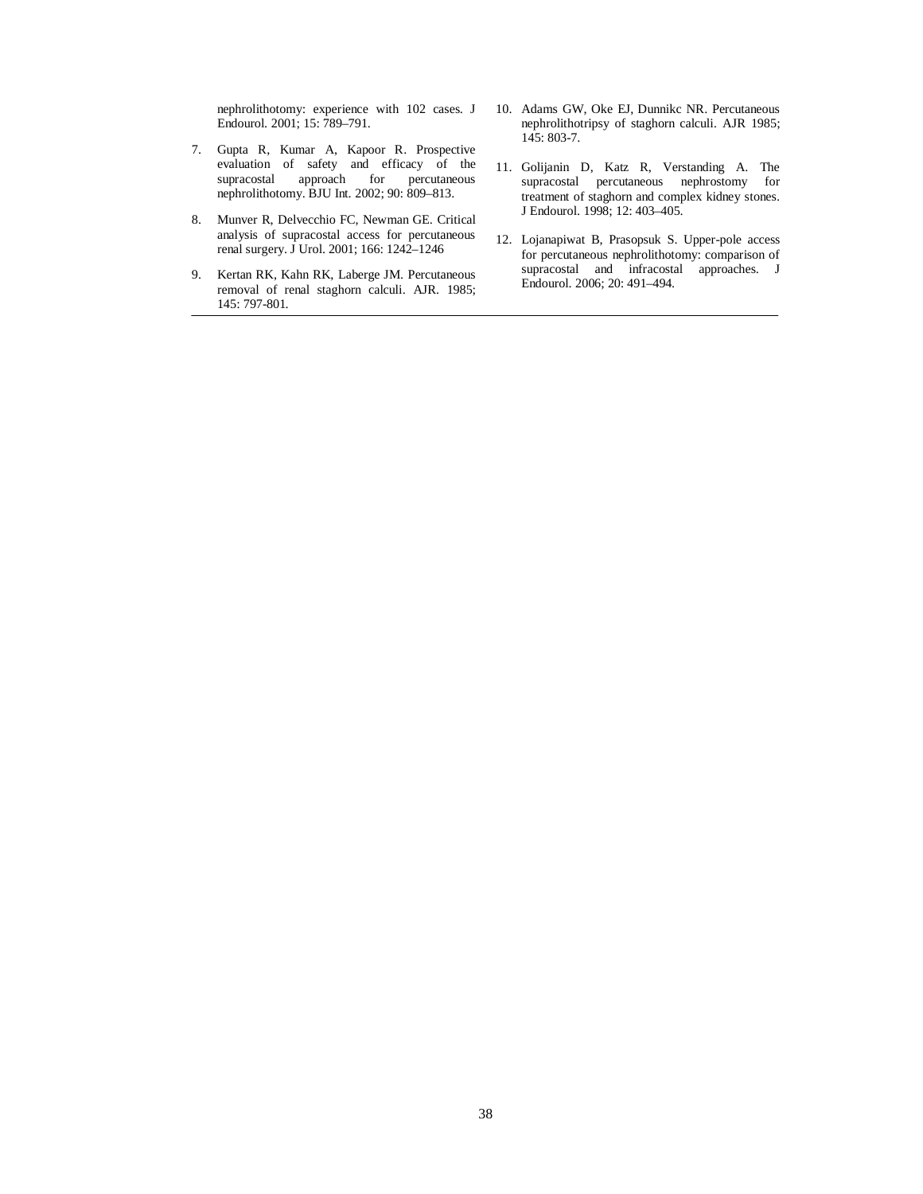nephrolithotomy: experience with 102 cases. J Endourol. 2001; 15: 789–791.

7. Gupta R, Kumar A, Kapoor R. Prospective evaluation of safety and efficacy of the supracostal approach for percutaneous nephrolithotomy. BJU Int. 2002; 90: 809–813.

8. Munver R, Delvecchio FC, Newman GE. Critical analysis of supracostal access for percutaneous renal surgery. J Urol. 2001; 166: 1242–1246

9. Kertan RK, Kahn RK, Laberge JM. Percutaneous removal of renal staghorn calculi. AJR. 1985; 145: 797-801.

10. Adams GW, Oke EJ, Dunnikc NR. Percutaneous nephrolithotripsy of staghorn calculi. AJR 1985; 145: 803-7.

11. Golijanin D, Katz R, Verstanding A. The supracostal percutaneous nephrostomy for treatment of staghorn and complex kidney stones. J Endourol. 1998; 12: 403–405.

12. Lojanapiwat B, Prasopsuk S. Upper-pole access for percutaneous nephrolithotomy: comparison of supracostal and infracostal approaches. J Endourol. 2006; 20: 491–494.